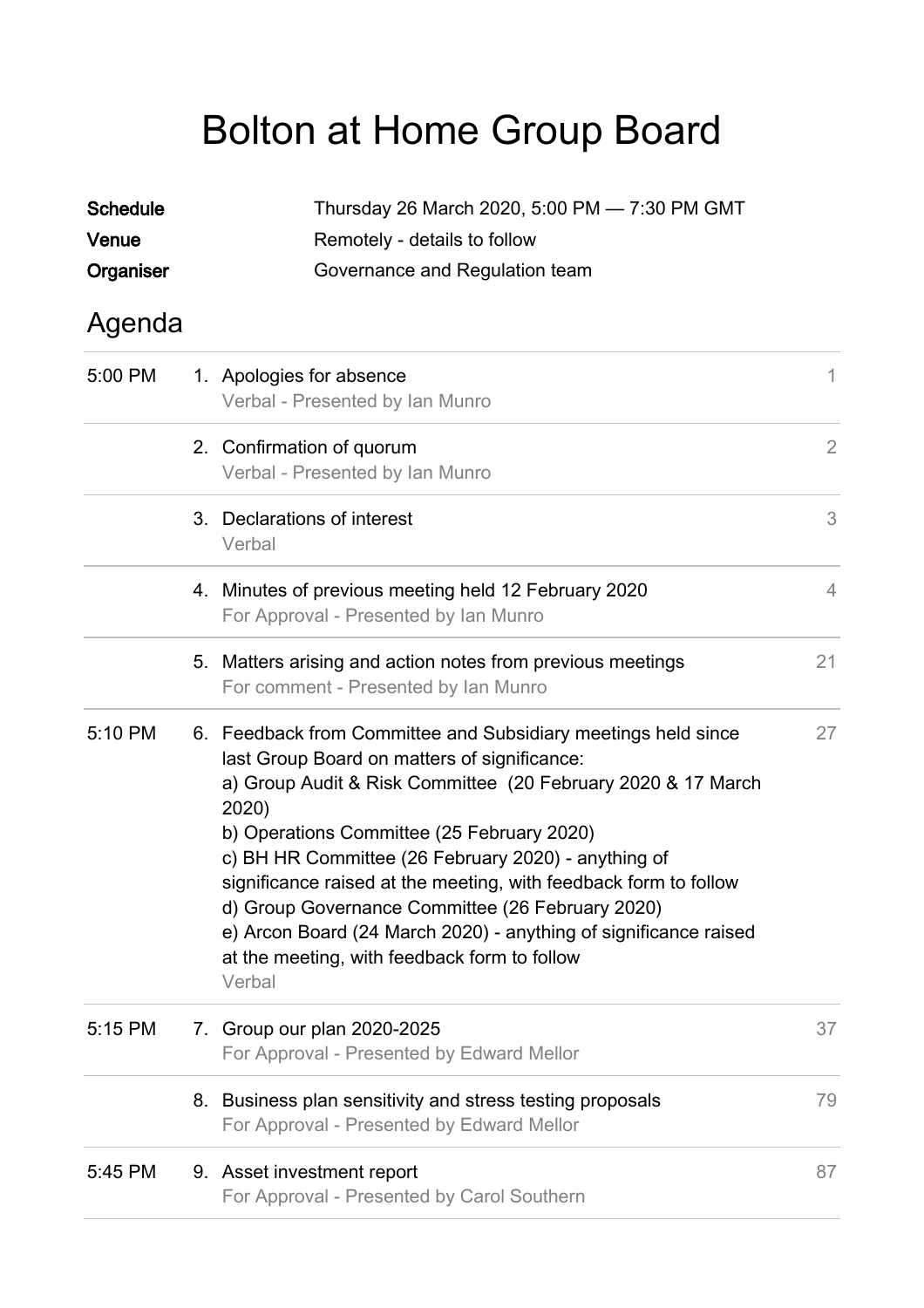# Bolton at Home Group Board

| | |
|---|---|
| **Schedule** | Thursday 26 March 2020, 5:00 PM — 7:30 PM GMT |
| **Venue** | Remotely - details to follow |
| **Organiser** | Governance and Regulation team |

## Agenda

| Time | Item | Page |
|---|---|---|
| 5:00 PM | 1. Apologies for absence<br>Verbal - Presented by Ian Munro | 1 |
| | 2. Confirmation of quorum<br>Verbal - Presented by Ian Munro | 2 |
| | 3. Declarations of interest<br>Verbal | 3 |
| | 4. Minutes of previous meeting held 12 February 2020<br>For Approval - Presented by Ian Munro | 4 |
| | 5. Matters arising and action notes from previous meetings<br>For comment - Presented by Ian Munro | 21 |
| 5:10 PM | 6. Feedback from Committee and Subsidiary meetings held since last Group Board on matters of significance:<br>a) Group Audit & Risk Committee (20 February 2020 & 17 March 2020)<br>b) Operations Committee (25 February 2020)<br>c) BH HR Committee (26 February 2020) - anything of significance raised at the meeting, with feedback form to follow<br>d) Group Governance Committee (26 February 2020)<br>e) Arcon Board (24 March 2020) - anything of significance raised at the meeting, with feedback form to follow<br>Verbal | 27 |
| 5:15 PM | 7. Group our plan 2020-2025<br>For Approval - Presented by Edward Mellor | 37 |
| | 8. Business plan sensitivity and stress testing proposals<br>For Approval - Presented by Edward Mellor | 79 |
| 5:45 PM | 9. Asset investment report<br>For Approval - Presented by Carol Southern | 87 |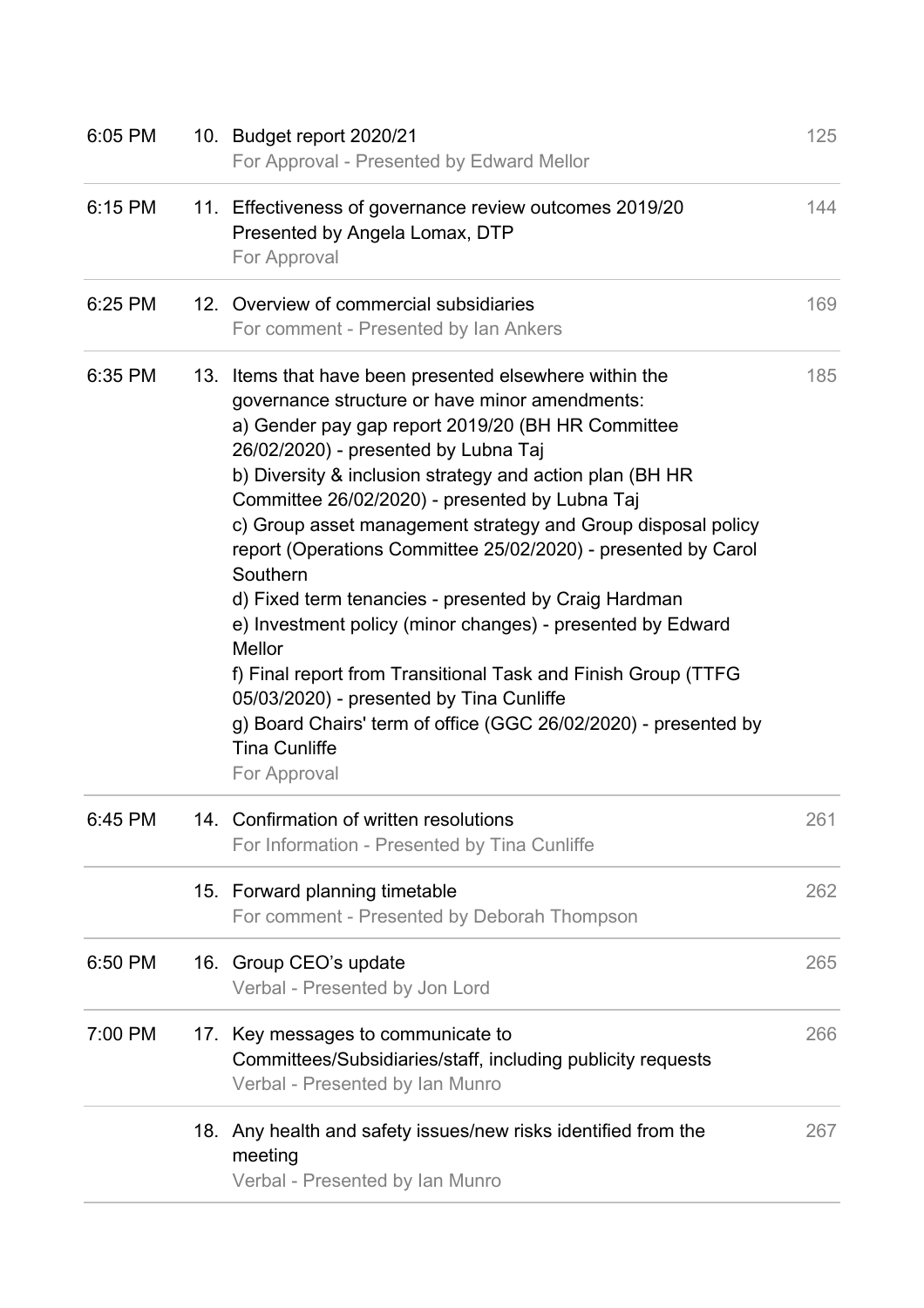| Time | Item | Page |
|---|---|---|
| 6:05 PM | 10. Budget report 2020/21<br>For Approval - Presented by Edward Mellor | 125 |
| 6:15 PM | 11. Effectiveness of governance review outcomes 2019/20<br>Presented by Angela Lomax, DTP<br>For Approval | 144 |
| 6:25 PM | 12. Overview of commercial subsidiaries<br>For comment - Presented by Ian Ankers | 169 |
| 6:35 PM | 13. Items that have been presented elsewhere within the governance structure or have minor amendments:<br>a) Gender pay gap report 2019/20 (BH HR Committee 26/02/2020) - presented by Lubna Taj<br>b) Diversity & inclusion strategy and action plan (BH HR Committee 26/02/2020) - presented by Lubna Taj<br>c) Group asset management strategy and Group disposal policy report (Operations Committee 25/02/2020) - presented by Carol Southern<br>d) Fixed term tenancies - presented by Craig Hardman<br>e) Investment policy (minor changes) - presented by Edward Mellor<br>f) Final report from Transitional Task and Finish Group (TTFG 05/03/2020) - presented by Tina Cunliffe<br>g) Board Chairs' term of office (GGC 26/02/2020) - presented by Tina Cunliffe<br>For Approval | 185 |
| 6:45 PM | 14. Confirmation of written resolutions<br>For Information - Presented by Tina Cunliffe | 261 |
| | 15. Forward planning timetable<br>For comment - Presented by Deborah Thompson | 262 |
| 6:50 PM | 16. Group CEO's update<br>Verbal - Presented by Jon Lord | 265 |
| 7:00 PM | 17. Key messages to communicate to Committees/Subsidiaries/staff, including publicity requests<br>Verbal - Presented by Ian Munro | 266 |
| | 18. Any health and safety issues/new risks identified from the meeting<br>Verbal - Presented by Ian Munro | 267 |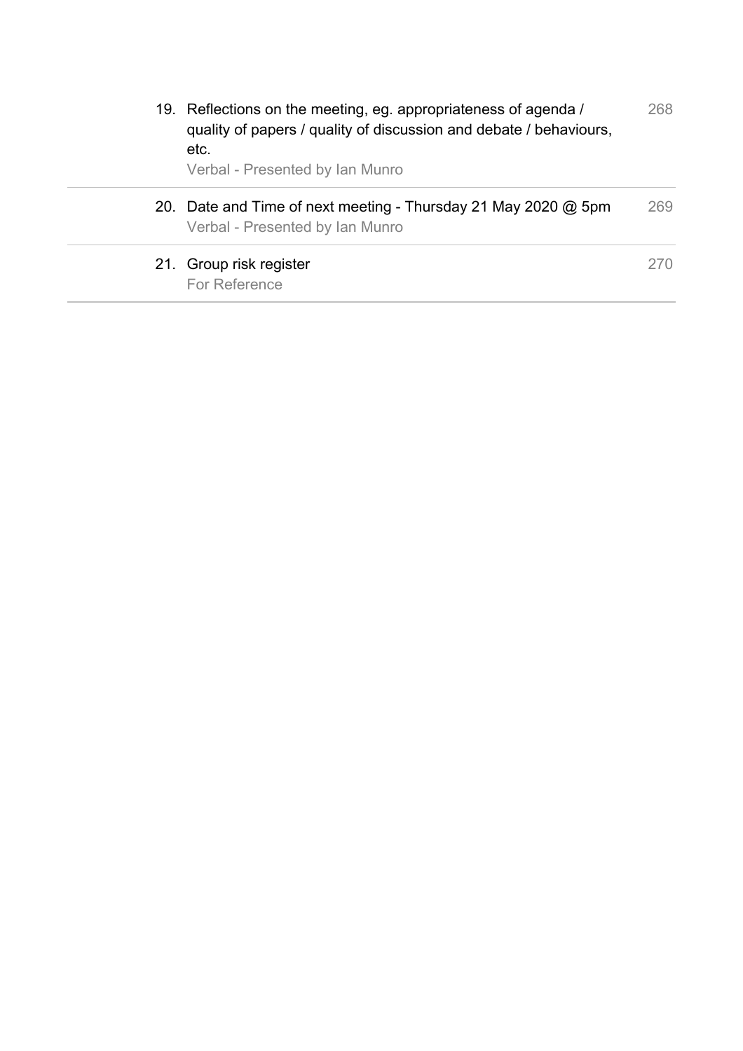19. Reflections on the meeting, eg. appropriateness of agenda / quality of papers / quality of discussion and debate / behaviours, etc. — 268
    Verbal - Presented by Ian Munro

20. Date and Time of next meeting - Thursday 21 May 2020 @ 5pm — 269
    Verbal - Presented by Ian Munro

21. Group risk register — 270
    For Reference